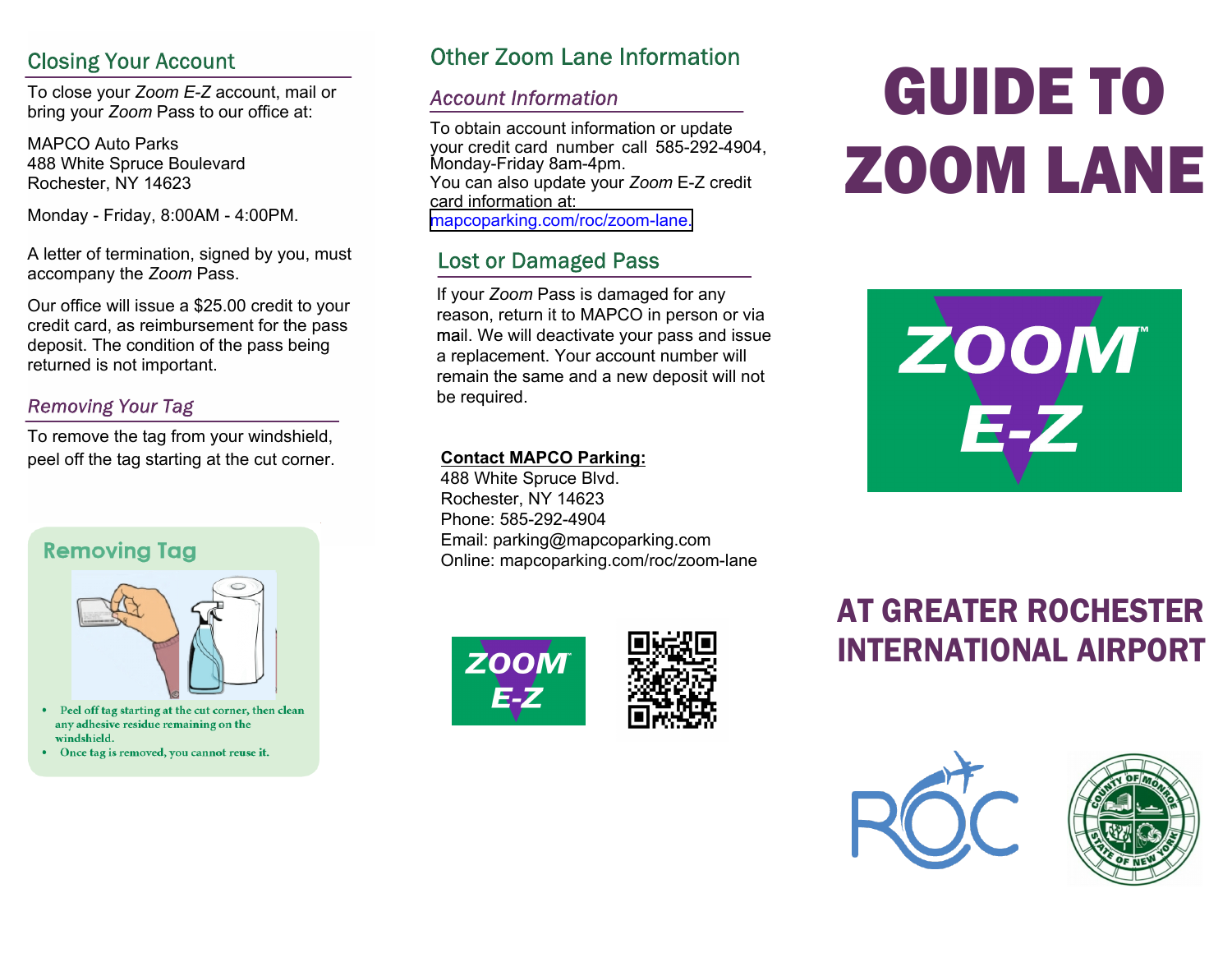## Closing Your Account

To close your *Zoom E-Z* account, mail or bring your *Zoom* Pass to our office at:

MAPCO Auto Parks
488 White Spruce Boulevard
Rochester, NY 14623

Monday - Friday, 8:00AM - 4:00PM.

A letter of termination, signed by you, must accompany the *Zoom* Pass.

Our office will issue a $25.00 credit to your credit card, as reimbursement for the pass deposit. The condition of the pass being returned is not important.

### *Removing Your Tag*

To remove the tag from your windshield, peel off the tag starting at the cut corner.

**Removing Tag**

- Peel off tag starting at the cut corner, then clean any adhesive residue remaining on the windshield.
- Once tag is removed, you cannot reuse it.

## Other Zoom Lane Information

### *Account Information*

To obtain account information or update your credit card number call 585-292-4904, Monday-Friday 8am-4pm.
You can also update your *Zoom* E-Z credit card information at:
mapcoparking.com/roc/zoom-lane.

### Lost or Damaged Pass

If your *Zoom* Pass is damaged for any reason, return it to MAPCO in person or via mail. We will deactivate your pass and issue a replacement. Your account number will remain the same and a new deposit will not be required.

**Contact MAPCO Parking:**
488 White Spruce Blvd.
Rochester, NY 14623
Phone: 585-292-4904
Email: parking@mapcoparking.com
Online: mapcoparking.com/roc/zoom-lane

# GUIDE TO ZOOM LANE

ZOOM™ E-Z

## AT GREATER ROCHESTER INTERNATIONAL AIRPORT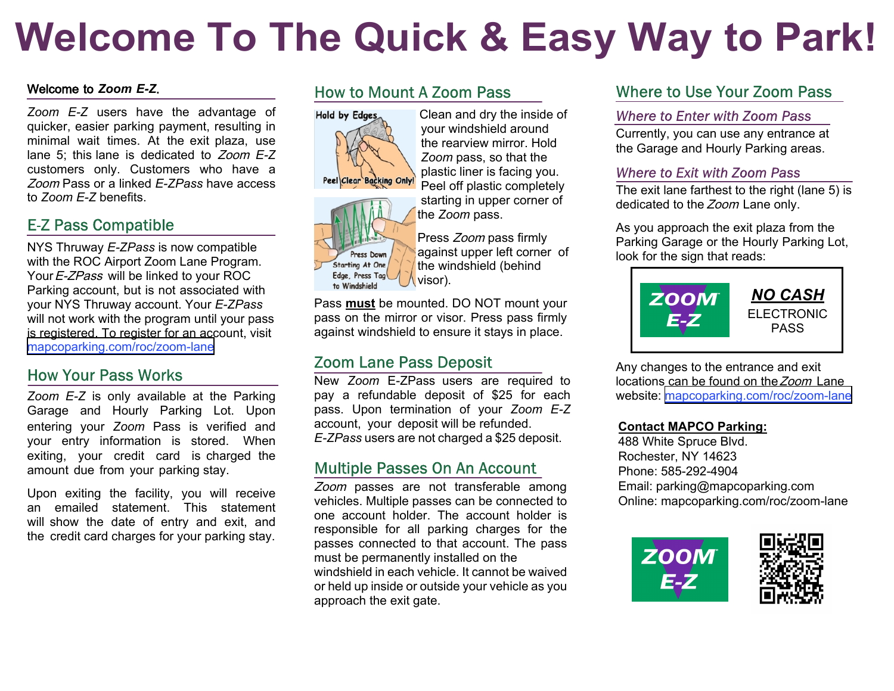# Welcome To The Quick & Easy Way to Park!

Welcome to ***Zoom E-Z***.

*Zoom E-Z* users have the advantage of quicker, easier parking payment, resulting in minimal wait times. At the exit plaza, use lane 5; this lane is dedicated to *Zoom E-Z* customers only. Customers who have a *Zoom* Pass or a linked *E-ZPass* have access to *Zoom E-Z* benefits.

## E-Z Pass Compatible

NYS Thruway *E-ZPass* is now compatible with the ROC Airport Zoom Lane Program. Your *E-ZPass* will be linked to your ROC Parking account, but is not associated with your NYS Thruway account. Your *E-ZPass* will not work with the program until your pass is registered. To register for an account, visit mapcoparking.com/roc/zoom-lane

## How Your Pass Works

*Zoom E-Z* is only available at the Parking Garage and Hourly Parking Lot. Upon entering your *Zoom* Pass is verified and your entry information is stored. When exiting, your credit card is charged the amount due from your parking stay.

Upon exiting the facility, you will receive an emailed statement. This statement will show the date of entry and exit, and the credit card charges for your parking stay.

## How to Mount A Zoom Pass

Hold by Edges

Peel Clear Backing Only!

Clean and dry the inside of your windshield around the rearview mirror. Hold *Zoom* pass, so that the plastic liner is facing you. Peel off plastic completely starting in upper corner of the *Zoom* pass.

Press Down Starting At One Edge, Press Tag to Windshield

Press *Zoom* pass firmly against upper left corner of the windshield (behind visor).

Pass **must** be mounted. DO NOT mount your pass on the mirror or visor. Press pass firmly against windshield to ensure it stays in place.

## Zoom Lane Pass Deposit

New *Zoom* E-ZPass users are required to pay a refundable deposit of $25 for each pass. Upon termination of your *Zoom E-Z* account, your deposit will be refunded. *E-ZPass* users are not charged a $25 deposit.

## Multiple Passes On An Account

*Zoom* passes are not transferable among vehicles. Multiple passes can be connected to one account holder. The account holder is responsible for all parking charges for the passes connected to that account. The pass must be permanently installed on the windshield in each vehicle. It cannot be waived or held up inside or outside your vehicle as you approach the exit gate.

## Where to Use Your Zoom Pass

### *Where to Enter with Zoom Pass*

Currently, you can use any entrance at the Garage and Hourly Parking areas.

### *Where to Exit with Zoom Pass*

The exit lane farthest to the right (lane 5) is dedicated to the *Zoom* Lane only.

As you approach the exit plaza from the Parking Garage or the Hourly Parking Lot, look for the sign that reads:

ZOOM E-Z

***NO CASH***

ELECTRONIC PASS

Any changes to the entrance and exit locations can be found on the *Zoom* Lane website: mapcoparking.com/roc/zoom-lane

**Contact MAPCO Parking:**

488 White Spruce Blvd.
Rochester, NY 14623
Phone: 585-292-4904
Email: parking@mapcoparking.com
Online: mapcoparking.com/roc/zoom-lane

ZOOM E-Z